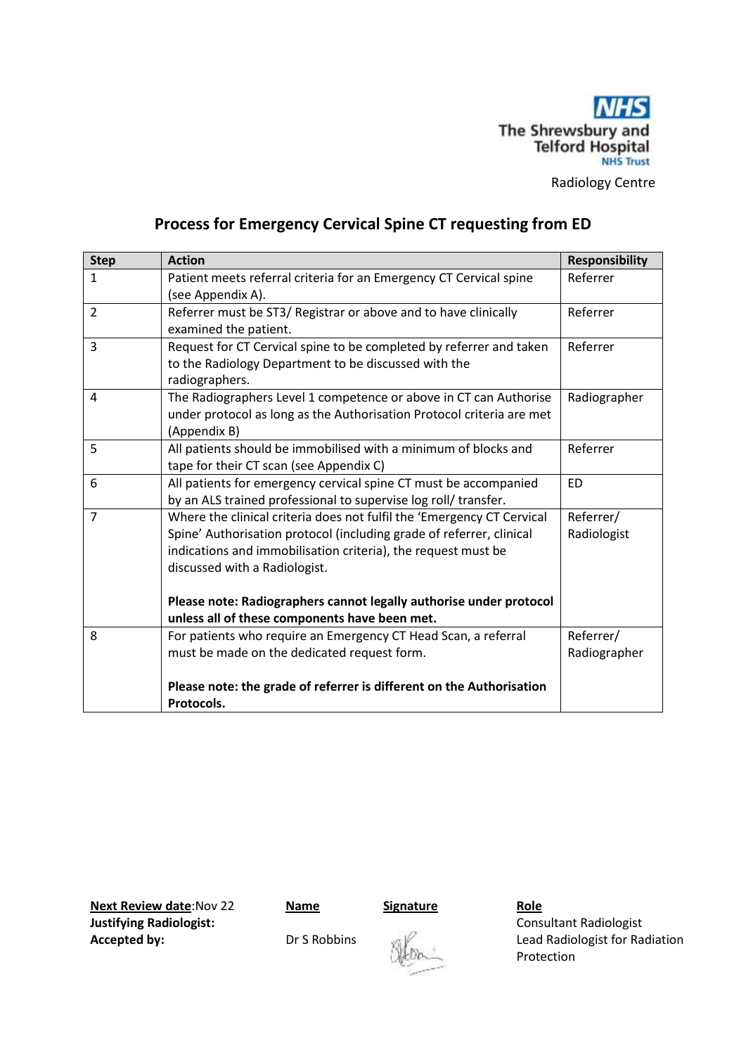The Shrewsbury and Telford Hospital NHS Trust

Radiology Centre

# Process for Emergency Cervical Spine CT requesting from ED

| Step | Action | Responsibility |
|---|---|---|
| 1 | Patient meets referral criteria for an Emergency CT Cervical spine (see Appendix A). | Referrer |
| 2 | Referrer must be ST3/ Registrar or above and to have clinically examined the patient. | Referrer |
| 3 | Request for CT Cervical spine to be completed by referrer and taken to the Radiology Department to be discussed with the radiographers. | Referrer |
| 4 | The Radiographers Level 1 competence or above in CT can Authorise under protocol as long as the Authorisation Protocol criteria are met (Appendix B) | Radiographer |
| 5 | All patients should be immobilised with a minimum of blocks and tape for their CT scan (see Appendix C) | Referrer |
| 6 | All patients for emergency cervical spine CT must be accompanied by an ALS trained professional to supervise log roll/ transfer. | ED |
| 7 | Where the clinical criteria does not fulfil the 'Emergency CT Cervical Spine' Authorisation protocol (including grade of referrer, clinical indications and immobilisation criteria), the request must be discussed with a Radiologist.<br><br>**Please note: Radiographers cannot legally authorise under protocol unless all of these components have been met.** | Referrer/ Radiologist |
| 8 | For patients who require an Emergency CT Head Scan, a referral must be made on the dedicated request form.<br><br>**Please note: the grade of referrer is different on the Authorisation Protocols.** | Referrer/ Radiographer |

| **Next Review date**: Nov 22 | **Name** | **Signature** | **Role** |
|---|---|---|---|
| **Justifying Radiologist:** | | | Consultant Radiologist |
| **Accepted by:** | Dr S Robbins | [signature] | Lead Radiologist for Radiation Protection |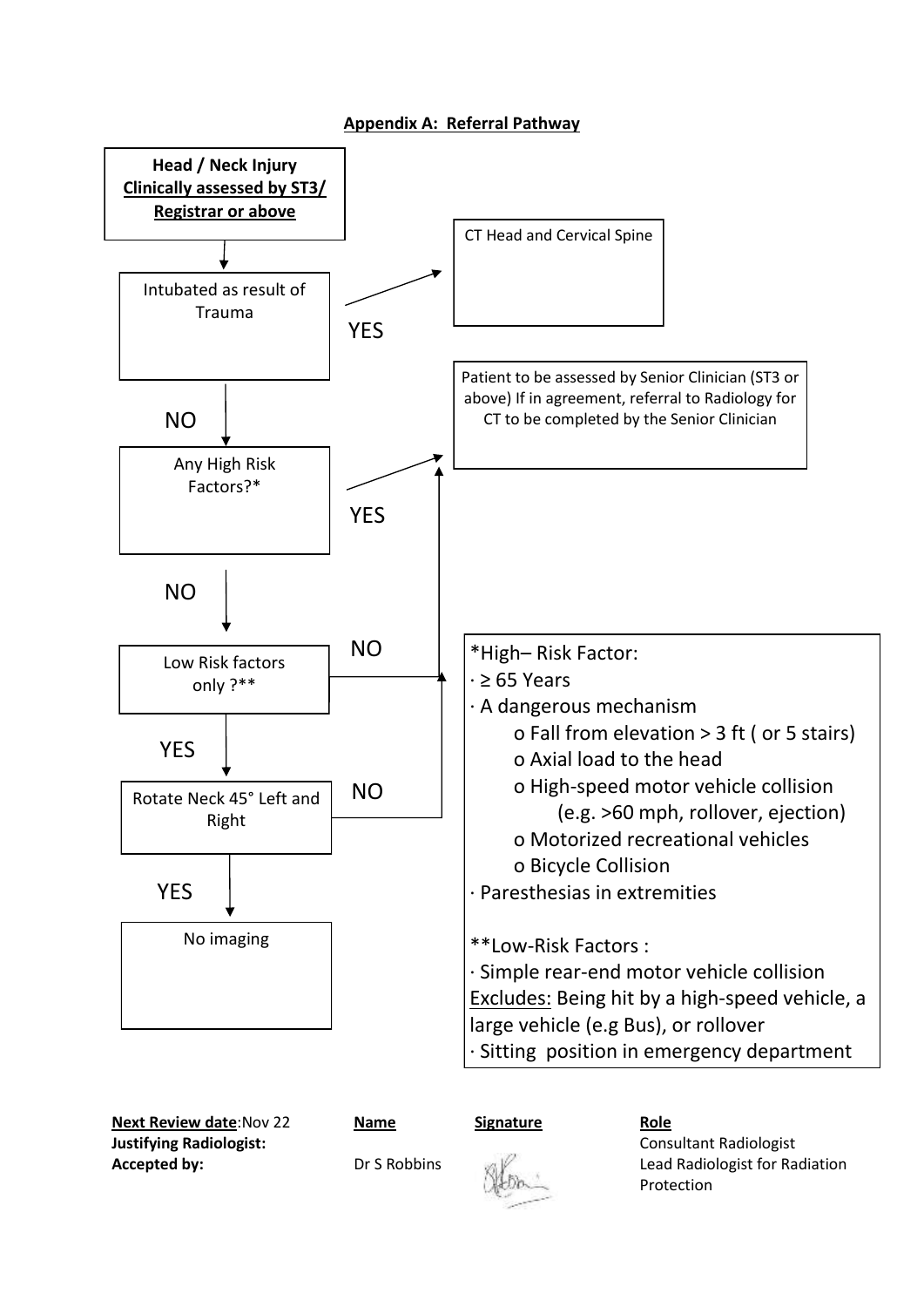## Appendix A: Referral Pathway

**Head / Neck Injury**
**Clinically assessed by ST3/ Registrar or above**

↓

**Intubated as result of Trauma**

- YES → CT Head and Cervical Spine
- NO ↓

**Any High Risk Factors?***

- YES → Patient to be assessed by Senior Clinician (ST3 or above) If in agreement, referral to Radiology for CT to be completed by the Senior Clinician
- NO ↓

**Low Risk factors only ?****

- NO → Patient to be assessed by Senior Clinician (ST3 or above) If in agreement, referral to Radiology for CT to be completed by the Senior Clinician
- YES ↓

**Rotate Neck 45° Left and Right**

- NO → Patient to be assessed by Senior Clinician (ST3 or above) If in agreement, referral to Radiology for CT to be completed by the Senior Clinician
- YES ↓

**No imaging**

*High– Risk Factor:

- ≥ 65 Years
- A dangerous mechanism
  - Fall from elevation > 3 ft ( or 5 stairs)
  - Axial load to the head
  - High-speed motor vehicle collision (e.g. >60 mph, rollover, ejection)
  - Motorized recreational vehicles
  - Bicycle Collision
- Paresthesias in extremities

**Low-Risk Factors :

- Simple rear-end motor vehicle collision
  <u>Excludes:</u> Being hit by a high-speed vehicle, a large vehicle (e.g Bus), or rollover
- Sitting position in emergency department

| | Name | Signature | Role |
|---|---|---|---|
| **Next Review date**: Nov 22 | | | |
| **Justifying Radiologist:** | | | Consultant Radiologist |
| **Accepted by:** | Dr S Robbins | | Lead Radiologist for Radiation Protection |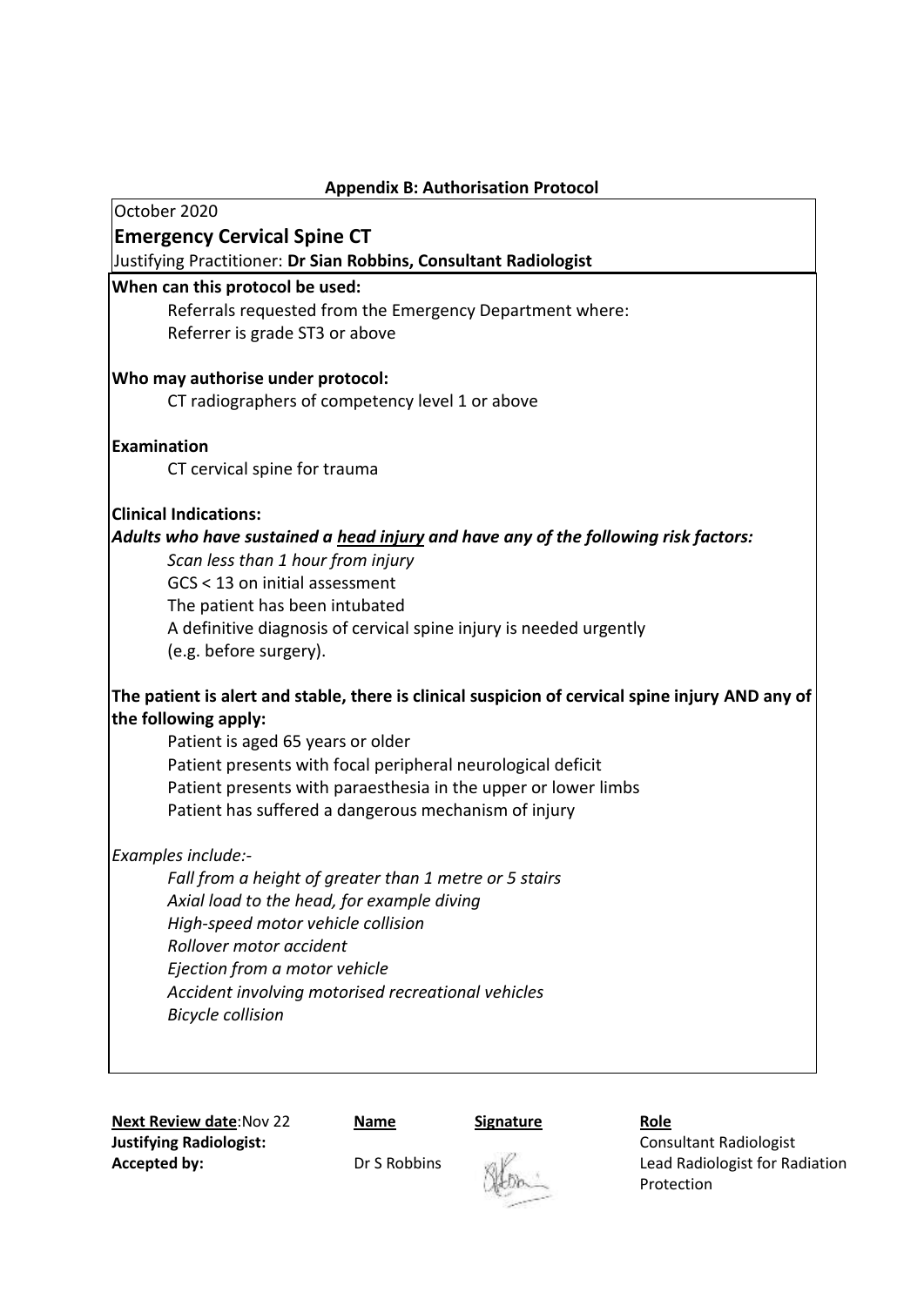## Appendix B: Authorisation Protocol

October 2020

### Emergency Cervical Spine CT

Justifying Practitioner: **Dr Sian Robbins, Consultant Radiologist**

**When can this protocol be used:**

Referrals requested from the Emergency Department where:
Referrer is grade ST3 or above

**Who may authorise under protocol:**

CT radiographers of competency level 1 or above

**Examination**

CT cervical spine for trauma

**Clinical Indications:**

***Adults who have sustained a <u>head injury</u> and have any of the following risk factors:***

*Scan less than 1 hour from injury*
GCS < 13 on initial assessment
The patient has been intubated
A definitive diagnosis of cervical spine injury is needed urgently
(e.g. before surgery).

**The patient is alert and stable, there is clinical suspicion of cervical spine injury AND any of the following apply:**

Patient is aged 65 years or older
Patient presents with focal peripheral neurological deficit
Patient presents with paraesthesia in the upper or lower limbs
Patient has suffered a dangerous mechanism of injury

*Examples include:-*

*Fall from a height of greater than 1 metre or 5 stairs*
*Axial load to the head, for example diving*
*High-speed motor vehicle collision*
*Rollover motor accident*
*Ejection from a motor vehicle*
*Accident involving motorised recreational vehicles*
*Bicycle collision*

| **Next Review date**: Nov 22 | **Name** | **Signature** | **Role** |
|---|---|---|---|
| **Justifying Radiologist:** | | | Consultant Radiologist |
| **Accepted by:** | Dr S Robbins | [signature] | Lead Radiologist for Radiation Protection |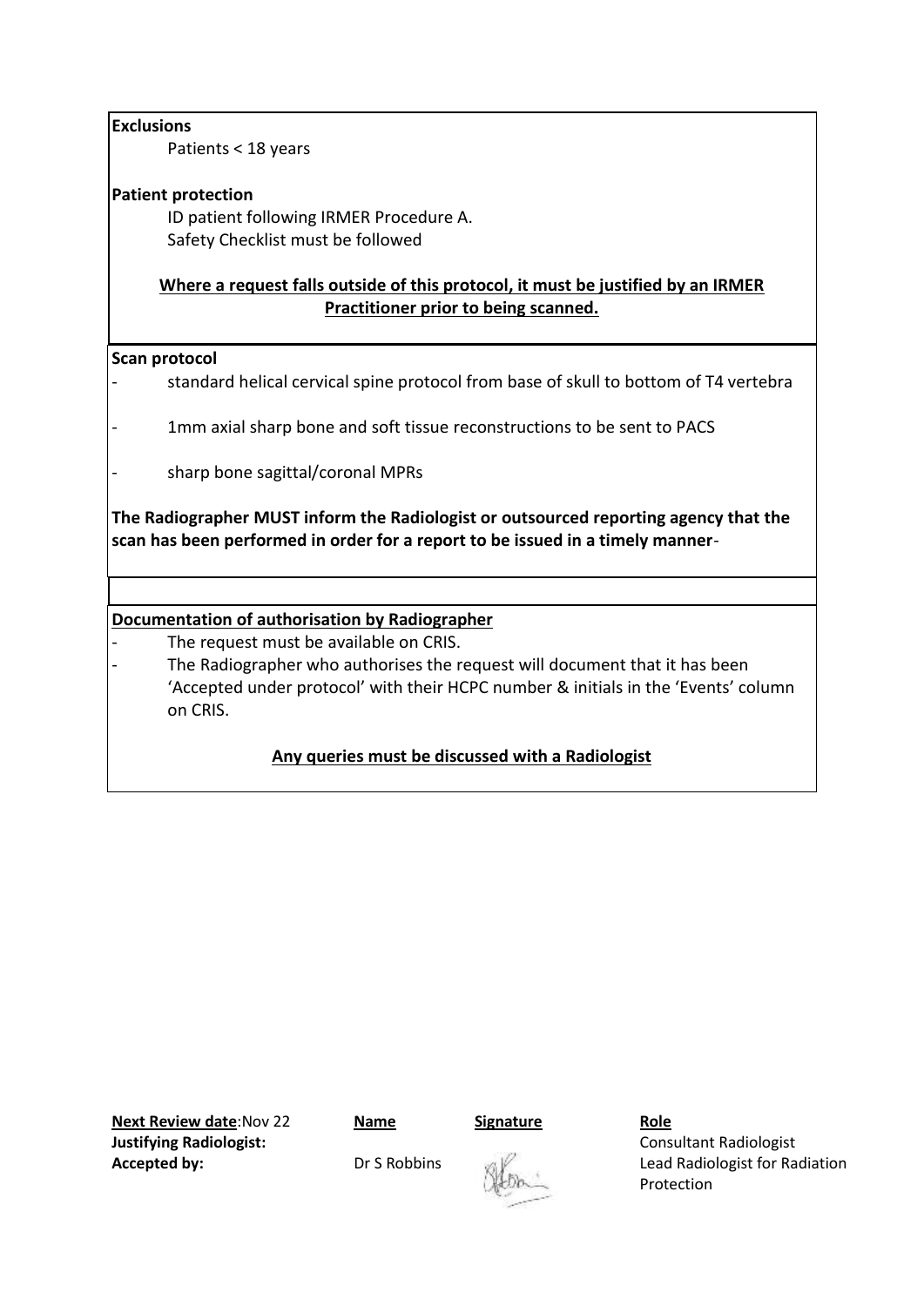**Exclusions**

Patients < 18 years

**Patient protection**

ID patient following IRMER Procedure A.
Safety Checklist must be followed

**Where a request falls outside of this protocol, it must be justified by an IRMER Practitioner prior to being scanned.**

**Scan protocol**

- standard helical cervical spine protocol from base of skull to bottom of T4 vertebra
- 1mm axial sharp bone and soft tissue reconstructions to be sent to PACS
- sharp bone sagittal/coronal MPRs

**The Radiographer MUST inform the Radiologist or outsourced reporting agency that the scan has been performed in order for a report to be issued in a timely manner**-

**Documentation of authorisation by Radiographer**

- The request must be available on CRIS.
- The Radiographer who authorises the request will document that it has been 'Accepted under protocol' with their HCPC number & initials in the 'Events' column on CRIS.

**Any queries must be discussed with a Radiologist**

| **Next Review date**:Nov 22 | **Name** | **Signature** | **Role** |
|---|---|---|---|
| **Justifying Radiologist:** | | | Consultant Radiologist |
| **Accepted by:** | Dr S Robbins | [signature] | Lead Radiologist for Radiation Protection |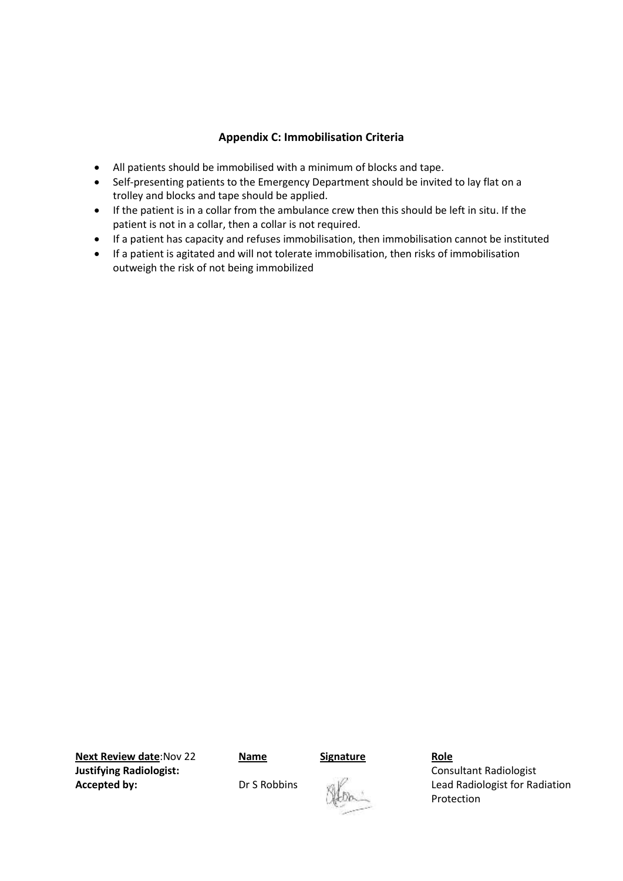## Appendix C: Immobilisation Criteria

- All patients should be immobilised with a minimum of blocks and tape.
- Self-presenting patients to the Emergency Department should be invited to lay flat on a trolley and blocks and tape should be applied.
- If the patient is in a collar from the ambulance crew then this should be left in situ. If the patient is not in a collar, then a collar is not required.
- If a patient has capacity and refuses immobilisation, then immobilisation cannot be instituted
- If a patient is agitated and will not tolerate immobilisation, then risks of immobilisation outweigh the risk of not being immobilized

| **Next Review date**:Nov 22 | **Name** | **Signature** | **Role** |
|---|---|---|---|
| **Justifying Radiologist:** | | | Consultant Radiologist |
| **Accepted by:** | Dr S Robbins | | Lead Radiologist for Radiation Protection |